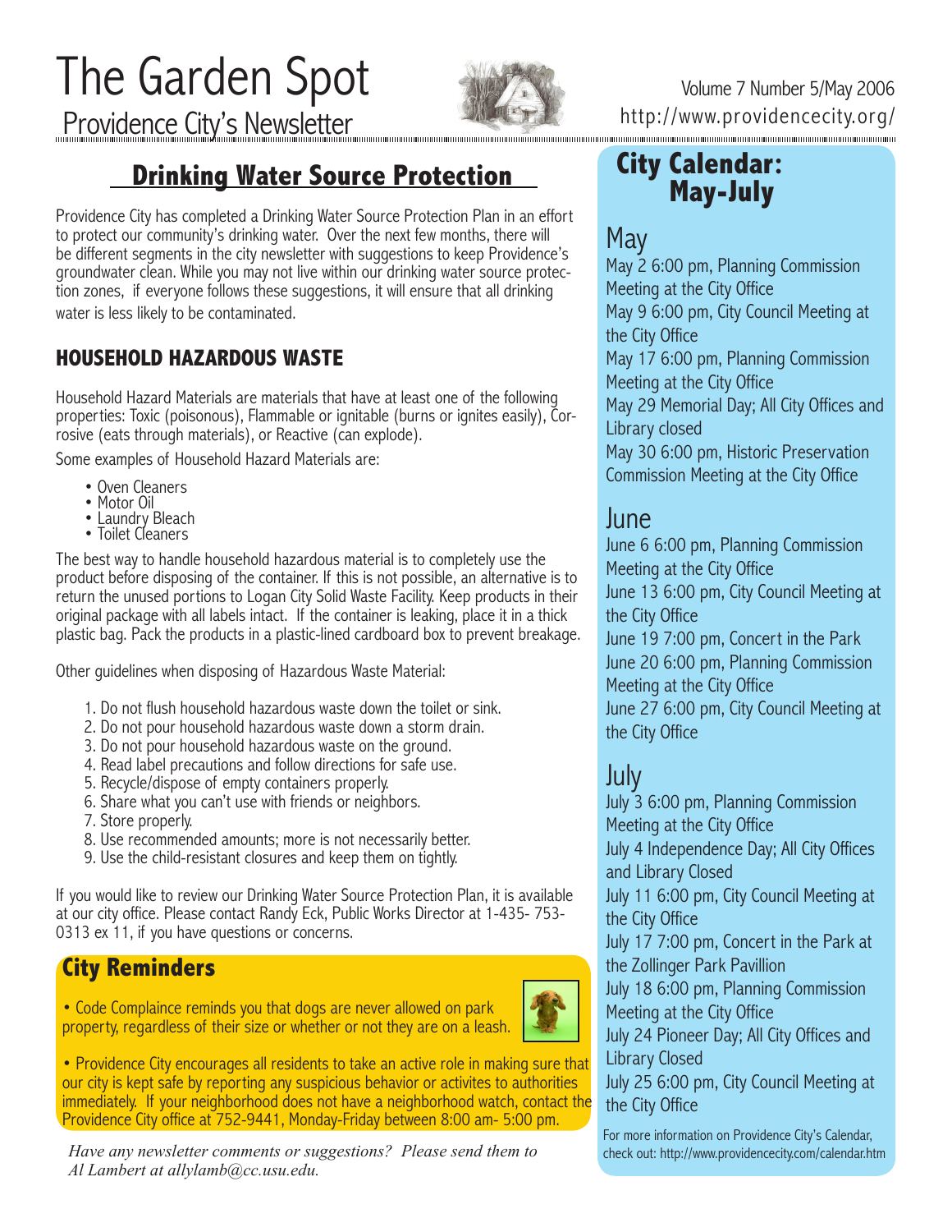# The Garden Spot

Providence City's Newsletter

Volume 7 Number 5/May 2006
http://www.providencecity.org/

## Drinking Water Source Protection

Providence City has completed a Drinking Water Source Protection Plan in an effort to protect our community's drinking water. Over the next few months, there will be different segments in the city newsletter with suggestions to keep Providence's groundwater clean. While you may not live within our drinking water source protection zones, if everyone follows these suggestions, it will ensure that all drinking water is less likely to be contaminated.

### HOUSEHOLD HAZARDOUS WASTE

Household Hazard Materials are materials that have at least one of the following properties: Toxic (poisonous), Flammable or ignitable (burns or ignites easily), Corrosive (eats through materials), or Reactive (can explode).

Some examples of Household Hazard Materials are:

- Oven Cleaners
- Motor Oil
- Laundry Bleach
- Toilet Cleaners

The best way to handle household hazardous material is to completely use the product before disposing of the container. If this is not possible, an alternative is to return the unused portions to Logan City Solid Waste Facility. Keep products in their original package with all labels intact. If the container is leaking, place it in a thick plastic bag. Pack the products in a plastic-lined cardboard box to prevent breakage.

Other guidelines when disposing of Hazardous Waste Material:

1. Do not flush household hazardous waste down the toilet or sink.
2. Do not pour household hazardous waste down a storm drain.
3. Do not pour household hazardous waste on the ground.
4. Read label precautions and follow directions for safe use.
5. Recycle/dispose of empty containers properly.
6. Share what you can't use with friends or neighbors.
7. Store properly.
8. Use recommended amounts; more is not necessarily better.
9. Use the child-resistant closures and keep them on tightly.

If you would like to review our Drinking Water Source Protection Plan, it is available at our city office. Please contact Randy Eck, Public Works Director at 1-435- 753-0313 ex 11, if you have questions or concerns.

## City Reminders

- Code Complaince reminds you that dogs are never allowed on park property, regardless of their size or whether or not they are on a leash.

- Providence City encourages all residents to take an active role in making sure that our city is kept safe by reporting any suspicious behavior or activites to authorities immediately. If your neighborhood does not have a neighborhood watch, contact the Providence City office at 752-9441, Monday-Friday between 8:00 am- 5:00 pm.

*Have any newsletter comments or suggestions? Please send them to Al Lambert at allylamb@cc.usu.edu.*

## City Calendar: May-July

### May

May 2 6:00 pm, Planning Commission Meeting at the City Office

May 9 6:00 pm, City Council Meeting at the City Office

May 17 6:00 pm, Planning Commission Meeting at the City Office

May 29 Memorial Day; All City Offices and Library closed

May 30 6:00 pm, Historic Preservation Commission Meeting at the City Office

### June

June 6 6:00 pm, Planning Commission Meeting at the City Office

June 13 6:00 pm, City Council Meeting at the City Office

June 19 7:00 pm, Concert in the Park

June 20 6:00 pm, Planning Commission Meeting at the City Office

June 27 6:00 pm, City Council Meeting at the City Office

### July

July 3 6:00 pm, Planning Commission Meeting at the City Office

July 4 Independence Day; All City Offices and Library Closed

July 11 6:00 pm, City Council Meeting at the City Office

July 17 7:00 pm, Concert in the Park at the Zollinger Park Pavillion

July 18 6:00 pm, Planning Commission Meeting at the City Office

July 24 Pioneer Day; All City Offices and Library Closed

July 25 6:00 pm, City Council Meeting at the City Office

For more information on Providence City's Calendar, check out: http://www.providencecity.com/calendar.htm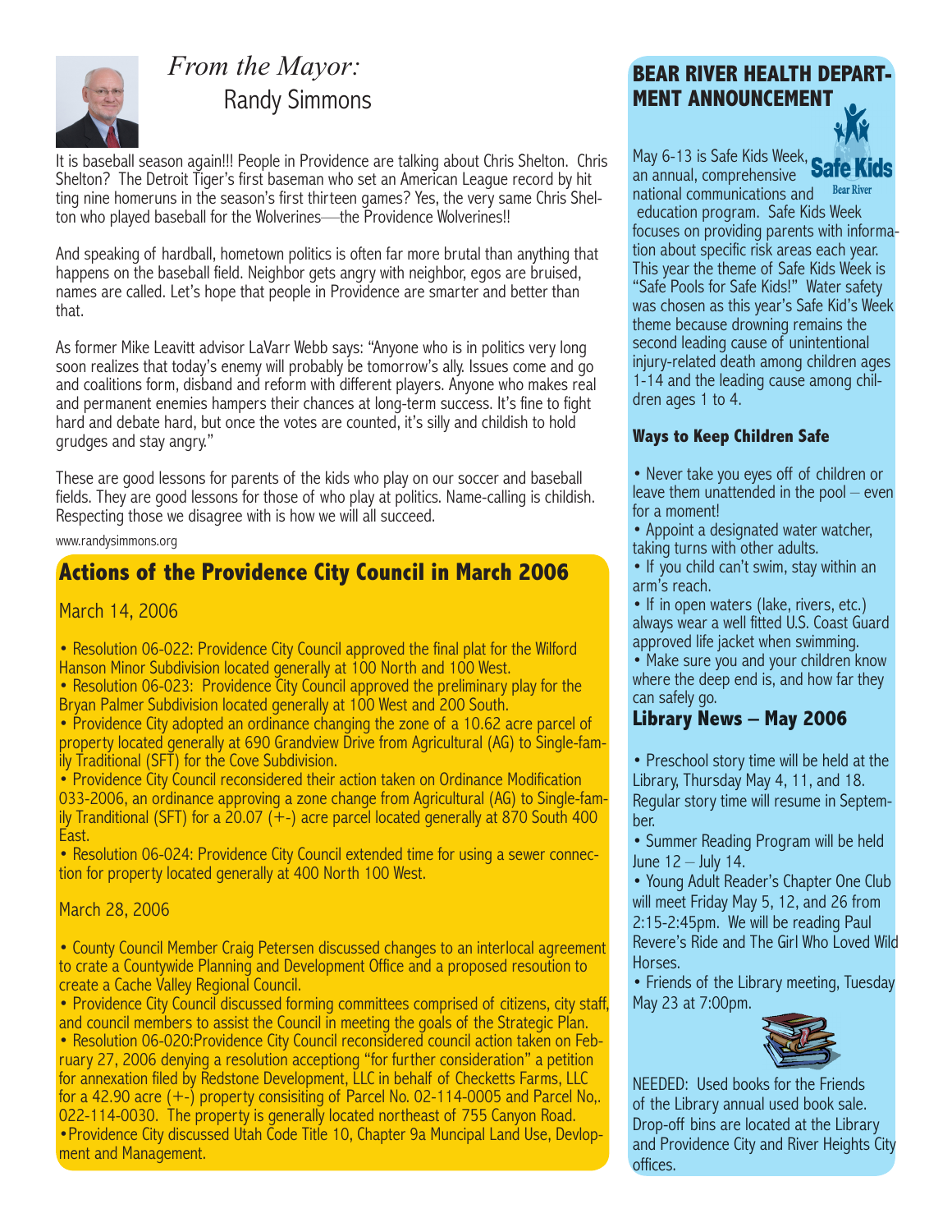## *From the Mayor:* Randy Simmons

It is baseball season again!!! People in Providence are talking about Chris Shelton. Chris Shelton? The Detroit Tiger's first baseman who set an American League record by hit ting nine homeruns in the season's first thirteen games? Yes, the very same Chris Shelton who played baseball for the Wolverines—the Providence Wolverines!!

And speaking of hardball, hometown politics is often far more brutal than anything that happens on the baseball field. Neighbor gets angry with neighbor, egos are bruised, names are called. Let's hope that people in Providence are smarter and better than that.

As former Mike Leavitt advisor LaVarr Webb says: "Anyone who is in politics very long soon realizes that today's enemy will probably be tomorrow's ally. Issues come and go and coalitions form, disband and reform with different players. Anyone who makes real and permanent enemies hampers their chances at long-term success. It's fine to fight hard and debate hard, but once the votes are counted, it's silly and childish to hold grudges and stay angry."

These are good lessons for parents of the kids who play on our soccer and baseball fields. They are good lessons for those of who play at politics. Name-calling is childish. Respecting those we disagree with is how we will all succeed.

www.randysimmons.org

## Actions of the Providence City Council in March 2006

### March 14, 2006

- Resolution 06-022: Providence City Council approved the final plat for the Wilford Hanson Minor Subdivision located generally at 100 North and 100 West.
- Resolution 06-023: Providence City Council approved the preliminary play for the Bryan Palmer Subdivision located generally at 100 West and 200 South.
- Providence City adopted an ordinance changing the zone of a 10.62 acre parcel of property located generally at 690 Grandview Drive from Agricultural (AG) to Single-family Traditional (SFT) for the Cove Subdivision.
- Providence City Council reconsidered their action taken on Ordinance Modification 033-2006, an ordinance approving a zone change from Agricultural (AG) to Single-family Tranditional (SFT) for a 20.07 (+-) acre parcel located generally at 870 South 400 East.
- Resolution 06-024: Providence City Council extended time for using a sewer connection for property located generally at 400 North 100 West.

### March 28, 2006

- County Council Member Craig Petersen discussed changes to an interlocal agreement to crate a Countywide Planning and Development Office and a proposed resoution to create a Cache Valley Regional Council.
- Providence City Council discussed forming committees comprised of citizens, city staff, and council members to assist the Council in meeting the goals of the Strategic Plan.
- Resolution 06-020:Providence City Council reconsidered council action taken on February 27, 2006 denying a resolution acceptiong "for further consideration" a petition for annexation filed by Redstone Development, LLC in behalf of Checketts Farms, LLC for a 42.90 acre (+-) property consisiting of Parcel No. 02-114-0005 and Parcel No,. 022-114-0030. The property is generally located northeast of 755 Canyon Road.
- Providence City discussed Utah Code Title 10, Chapter 9a Muncipal Land Use, Devlopment and Management.

## BEAR RIVER HEALTH DEPARTMENT ANNOUNCEMENT

May 6-13 is Safe Kids Week, an annual, comprehensive national communications and education program. Safe Kids Week focuses on providing parents with information about specific risk areas each year. This year the theme of Safe Kids Week is "Safe Pools for Safe Kids!" Water safety was chosen as this year's Safe Kid's Week theme because drowning remains the second leading cause of unintentional injury-related death among children ages 1-14 and the leading cause among children ages 1 to 4.

### Ways to Keep Children Safe

- Never take you eyes off of children or leave them unattended in the pool – even for a moment!
- Appoint a designated water watcher, taking turns with other adults.
- If you child can't swim, stay within an arm's reach.
- If in open waters (lake, rivers, etc.) always wear a well fitted U.S. Coast Guard approved life jacket when swimming.
- Make sure you and your children know where the deep end is, and how far they can safely go.

## Library News – May 2006

- Preschool story time will be held at the Library, Thursday May 4, 11, and 18. Regular story time will resume in September.
- Summer Reading Program will be held June 12 – July 14.
- Young Adult Reader's Chapter One Club will meet Friday May 5, 12, and 26 from 2:15-2:45pm. We will be reading Paul Revere's Ride and The Girl Who Loved Wild Horses.
- Friends of the Library meeting, Tuesday May 23 at 7:00pm.

NEEDED: Used books for the Friends of the Library annual used book sale. Drop-off bins are located at the Library and Providence City and River Heights City offices.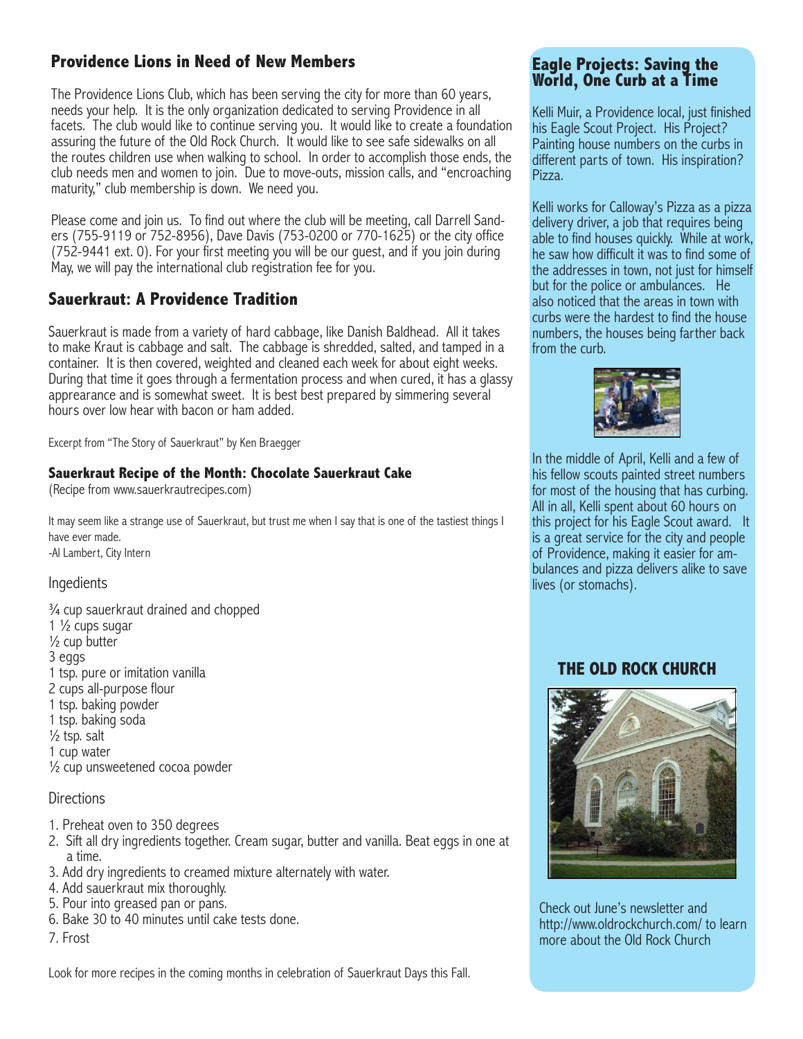## Providence Lions in Need of New Members

The Providence Lions Club, which has been serving the city for more than 60 years, needs your help. It is the only organization dedicated to serving Providence in all facets. The club would like to continue serving you. It would like to create a foundation assuring the future of the Old Rock Church. It would like to see safe sidewalks on all the routes children use when walking to school. In order to accomplish those ends, the club needs men and women to join. Due to move-outs, mission calls, and "encroaching maturity," club membership is down. We need you.

Please come and join us. To find out where the club will be meeting, call Darrell Sanders (755-9119 or 752-8956), Dave Davis (753-0200 or 770-1625) or the city office (752-9441 ext. 0). For your first meeting you will be our guest, and if you join during May, we will pay the international club registration fee for you.

## Sauerkraut: A Providence Tradition

Sauerkraut is made from a variety of hard cabbage, like Danish Baldhead. All it takes to make Kraut is cabbage and salt. The cabbage is shredded, salted, and tamped in a container. It is then covered, weighted and cleaned each week for about eight weeks. During that time it goes through a fermentation process and when cured, it has a glassy appearance and is somewhat sweet. It is best best prepared by simmering several hours over low hear with bacon or ham added.

Excerpt from "The Story of Sauerkraut" by Ken Braegger

### Sauerkraut Recipe of the Month: Chocolate Sauerkraut Cake

(Recipe from www.sauerkrautrecipes.com)

It may seem like a strange use of Sauerkraut, but trust me when I say that is one of the tastiest things I have ever made.
-Al Lambert, City Intern

Ingedients

¾ cup sauerkraut drained and chopped
1 ½ cups sugar
½ cup butter
3 eggs
1 tsp. pure or imitation vanilla
2 cups all-purpose flour
1 tsp. baking powder
1 tsp. baking soda
½ tsp. salt
1 cup water
½ cup unsweetened cocoa powder

Directions

1. Preheat oven to 350 degrees
2. Sift all dry ingredients together. Cream sugar, butter and vanilla. Beat eggs in one at a time.
3. Add dry ingredients to creamed mixture alternately with water.
4. Add sauerkraut mix thoroughly.
5. Pour into greased pan or pans.
6. Bake 30 to 40 minutes until cake tests done.
7. Frost

Look for more recipes in the coming months in celebration of Sauerkraut Days this Fall.

## Eagle Projects: Saving the World, One Curb at a Time

Kelli Muir, a Providence local, just finished his Eagle Scout Project. His Project? Painting house numbers on the curbs in different parts of town. His inspiration? Pizza.

Kelli works for Calloway's Pizza as a pizza delivery driver, a job that requires being able to find houses quickly. While at work, he saw how difficult it was to find some of the addresses in town, not just for himself but for the police or ambulances. He also noticed that the areas in town with curbs were the hardest to find the house numbers, the houses being farther back from the curb.

In the middle of April, Kelli and a few of his fellow scouts painted street numbers for most of the housing that has curbing. All in all, Kelli spent about 60 hours on this project for his Eagle Scout award. It is a great service for the city and people of Providence, making it easier for ambulances and pizza delivers alike to save lives (or stomachs).

## THE OLD ROCK CHURCH

Check out June's newsletter and http://www.oldrockchurch.com/ to learn more about the Old Rock Church